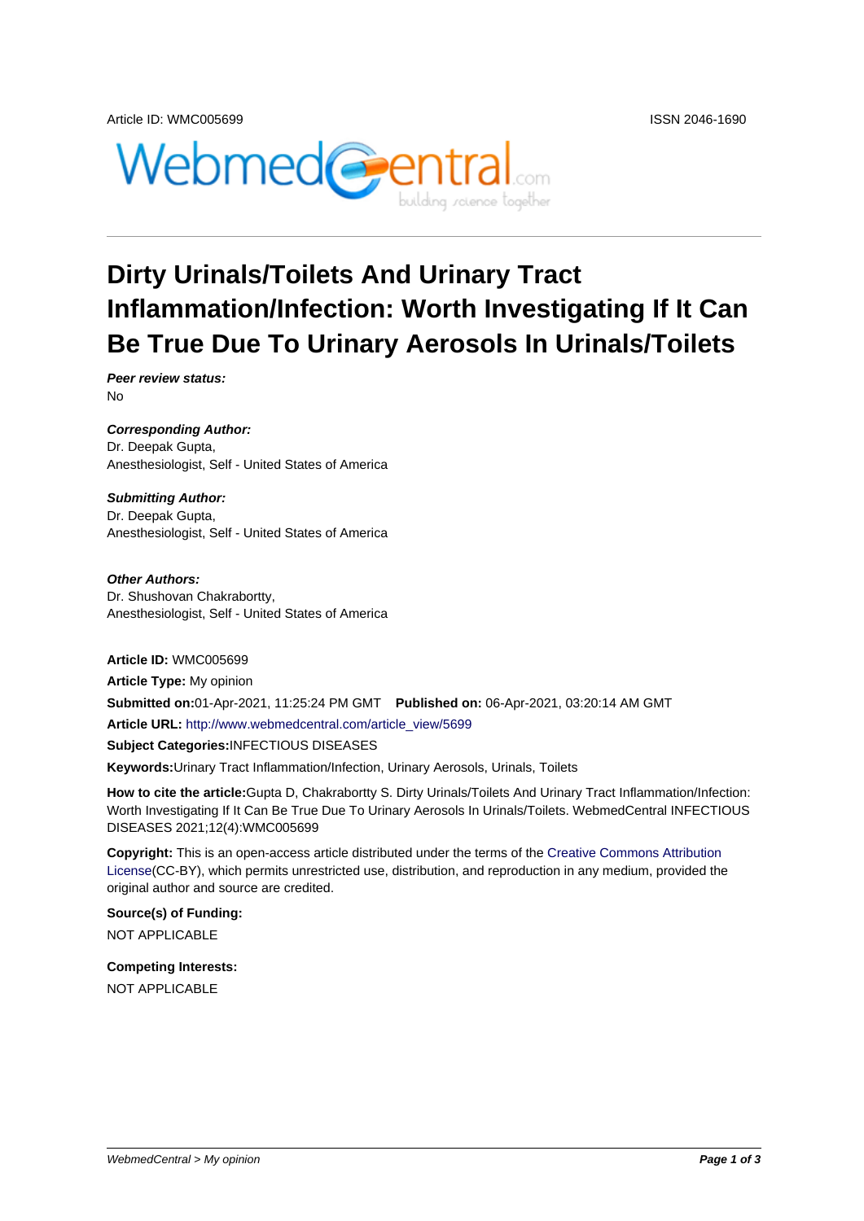Article ID: WMC005699 ISSN 2046-1690

# Dirty Urinals/Toilets And Urinary Tract Inflammation/Infection: Worth Investigating If It Can Be True Due To Urinary Aerosols In Urinals/Toilets

***Peer review status:***
No

***Corresponding Author:***
Dr. Deepak Gupta,
Anesthesiologist, Self - United States of America

***Submitting Author:***
Dr. Deepak Gupta,
Anesthesiologist, Self - United States of America

***Other Authors:***
Dr. Shushovan Chakrabortty,
Anesthesiologist, Self - United States of America

**Article ID:** WMC005699

**Article Type:** My opinion

**Submitted on:**01-Apr-2021, 11:25:24 PM GMT **Published on:** 06-Apr-2021, 03:20:14 AM GMT

**Article URL:** http://www.webmedcentral.com/article_view/5699

**Subject Categories:**INFECTIOUS DISEASES

**Keywords:**Urinary Tract Inflammation/Infection, Urinary Aerosols, Urinals, Toilets

**How to cite the article:**Gupta D, Chakrabortty S. Dirty Urinals/Toilets And Urinary Tract Inflammation/Infection: Worth Investigating If It Can Be True Due To Urinary Aerosols In Urinals/Toilets. WebmedCentral INFECTIOUS DISEASES 2021;12(4):WMC005699

**Copyright:** This is an open-access article distributed under the terms of the Creative Commons Attribution License(CC-BY), which permits unrestricted use, distribution, and reproduction in any medium, provided the original author and source are credited.

**Source(s) of Funding:**

NOT APPLICABLE

**Competing Interests:**

NOT APPLICABLE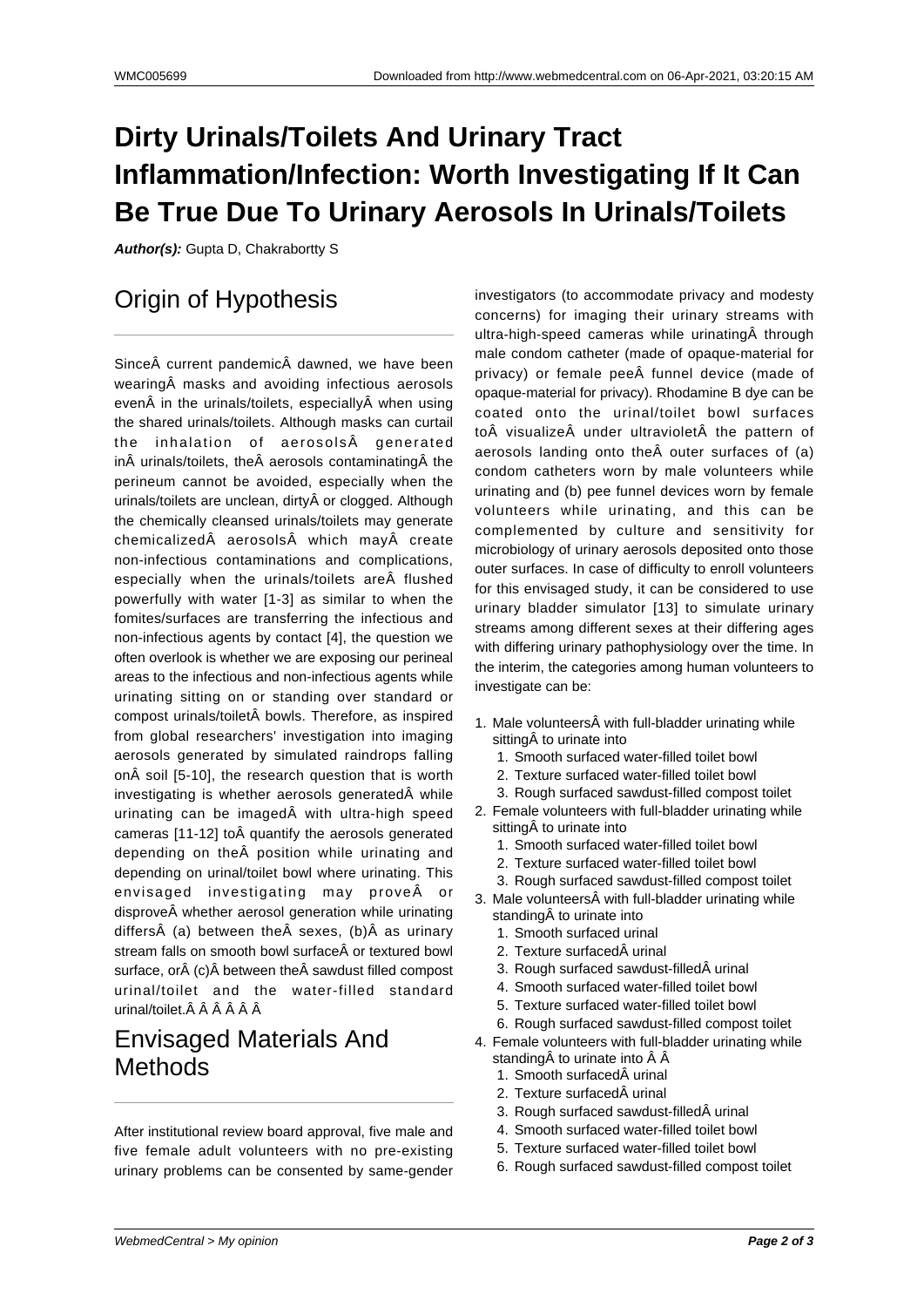# Dirty Urinals/Toilets And Urinary Tract Inflammation/Infection: Worth Investigating If It Can Be True Due To Urinary Aerosols In Urinals/Toilets

***Author(s):*** Gupta D, Chakrabortty S

## Origin of Hypothesis

SinceÂ current pandemicÂ dawned, we have been wearingÂ masks and avoiding infectious aerosols evenÂ in the urinals/toilets, especiallyÂ when using the shared urinals/toilets. Although masks can curtail the inhalation of aerosolsÂ generated inÂ urinals/toilets, theÂ aerosols contaminatingÂ the perineum cannot be avoided, especially when the urinals/toilets are unclean, dirtyÂ or clogged. Although the chemically cleansed urinals/toilets may generate chemicalizedÂ aerosolsÂ which mayÂ create non-infectious contaminations and complications, especially when the urinals/toilets areÂ flushed powerfully with water [1-3] as similar to when the fomites/surfaces are transferring the infectious and non-infectious agents by contact [4], the question we often overlook is whether we are exposing our perineal areas to the infectious and non-infectious agents while urinating sitting on or standing over standard or compost urinals/toiletÂ bowls. Therefore, as inspired from global researchers' investigation into imaging aerosols generated by simulated raindrops falling onÂ soil [5-10], the research question that is worth investigating is whether aerosols generatedÂ while urinating can be imagedÂ with ultra-high speed cameras [11-12] toÂ quantify the aerosols generated depending on theÂ position while urinating and depending on urinal/toilet bowl where urinating. This envisaged investigating may proveÂ or disproveÂ whether aerosol generation while urinating differsÂ (a) between theÂ sexes, (b)Â as urinary stream falls on smooth bowl surfaceÂ or textured bowl surface, orÂ (c)Â between theÂ sawdust filled compost urinal/toilet and the water-filled standard urinal/toilet.Â Â Â Â Â Â

## Envisaged Materials And Methods

After institutional review board approval, five male and five female adult volunteers with no pre-existing urinary problems can be consented by same-gender investigators (to accommodate privacy and modesty concerns) for imaging their urinary streams with ultra-high-speed cameras while urinatingÂ through male condom catheter (made of opaque-material for privacy) or female peeÂ funnel device (made of opaque-material for privacy). Rhodamine B dye can be coated onto the urinal/toilet bowl surfaces toÂ visualizeÂ under ultravioletÂ the pattern of aerosols landing onto theÂ outer surfaces of (a) condom catheters worn by male volunteers while urinating and (b) pee funnel devices worn by female volunteers while urinating, and this can be complemented by culture and sensitivity for microbiology of urinary aerosols deposited onto those outer surfaces. In case of difficulty to enroll volunteers for this envisaged study, it can be considered to use urinary bladder simulator [13] to simulate urinary streams among different sexes at their differing ages with differing urinary pathophysiology over the time. In the interim, the categories among human volunteers to investigate can be:

1. Male volunteersÂ with full-bladder urinating while sittingÂ to urinate into
   1. Smooth surfaced water-filled toilet bowl
   2. Texture surfaced water-filled toilet bowl
   3. Rough surfaced sawdust-filled compost toilet
2. Female volunteers with full-bladder urinating while sittingÂ to urinate into
   1. Smooth surfaced water-filled toilet bowl
   2. Texture surfaced water-filled toilet bowl
   3. Rough surfaced sawdust-filled compost toilet
3. Male volunteersÂ with full-bladder urinating while standingÂ to urinate into
   1. Smooth surfaced urinal
   2. Texture surfacedÂ urinal
   3. Rough surfaced sawdust-filledÂ urinal
   4. Smooth surfaced water-filled toilet bowl
   5. Texture surfaced water-filled toilet bowl
   6. Rough surfaced sawdust-filled compost toilet
4. Female volunteers with full-bladder urinating while standingÂ to urinate into Â Â
   1. Smooth surfacedÂ urinal
   2. Texture surfacedÂ urinal
   3. Rough surfaced sawdust-filledÂ urinal
   4. Smooth surfaced water-filled toilet bowl
   5. Texture surfaced water-filled toilet bowl
   6. Rough surfaced sawdust-filled compost toilet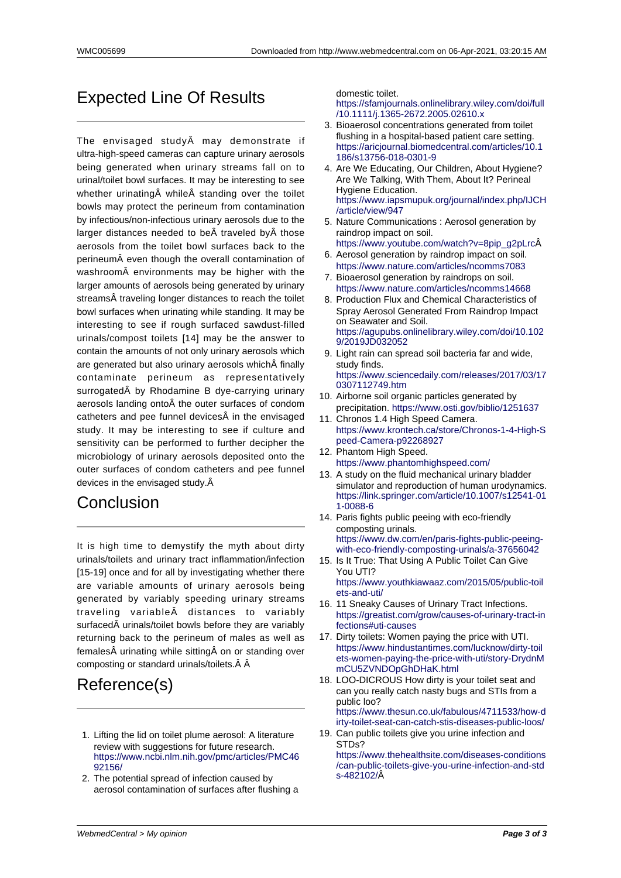## Expected Line Of Results

The envisaged studyÂ may demonstrate if ultra-high-speed cameras can capture urinary aerosols being generated when urinary streams fall on to urinal/toilet bowl surfaces. It may be interesting to see whether urinatingÂ whileÂ standing over the toilet bowls may protect the perineum from contamination by infectious/non-infectious urinary aerosols due to the larger distances needed to beÂ traveled byÂ those aerosols from the toilet bowl surfaces back to the perineumÂ even though the overall contamination of washroomÂ environments may be higher with the larger amounts of aerosols being generated by urinary streamsÂ traveling longer distances to reach the toilet bowl surfaces when urinating while standing. It may be interesting to see if rough surfaced sawdust-filled urinals/compost toilets [14] may be the answer to contain the amounts of not only urinary aerosols which are generated but also urinary aerosols whichÂ finally contaminate perineum as representatively surrogatedÂ by Rhodamine B dye-carrying urinary aerosols landing ontoÂ the outer surfaces of condom catheters and pee funnel devicesÂ in the envisaged study. It may be interesting to see if culture and sensitivity can be performed to further decipher the microbiology of urinary aerosols deposited onto the outer surfaces of condom catheters and pee funnel devices in the envisaged study.Â

## Conclusion

It is high time to demystify the myth about dirty urinals/toilets and urinary tract inflammation/infection [15-19] once and for all by investigating whether there are variable amounts of urinary aerosols being generated by variably speeding urinary streams traveling variableÂ distances to variably surfacedÂ urinals/toilet bowls before they are variably returning back to the perineum of males as well as femalesÂ urinating while sittingÂ on or standing over composting or standard urinals/toilets.Â Â

## Reference(s)

1. Lifting the lid on toilet plume aerosol: A literature review with suggestions for future research. https://www.ncbi.nlm.nih.gov/pmc/articles/PMC4692156/
2. The potential spread of infection caused by aerosol contamination of surfaces after flushing a domestic toilet. https://sfamjournals.onlinelibrary.wiley.com/doi/full/10.1111/j.1365-2672.2005.02610.x
3. Bioaerosol concentrations generated from toilet flushing in a hospital-based patient care setting. https://aricjournal.biomedcentral.com/articles/10.1186/s13756-018-0301-9
4. Are We Educating, Our Children, About Hygiene? Are We Talking, With Them, About It? Perineal Hygiene Education. https://www.iapsmupuk.org/journal/index.php/IJCH/article/view/947
5. Nature Communications : Aerosol generation by raindrop impact on soil. https://www.youtube.com/watch?v=8pip_g2pLrcÂ
6. Aerosol generation by raindrop impact on soil. https://www.nature.com/articles/ncomms7083
7. Bioaerosol generation by raindrops on soil. https://www.nature.com/articles/ncomms14668
8. Production Flux and Chemical Characteristics of Spray Aerosol Generated From Raindrop Impact on Seawater and Soil. https://agupubs.onlinelibrary.wiley.com/doi/10.1029/2019JD032052
9. Light rain can spread soil bacteria far and wide, study finds. https://www.sciencedaily.com/releases/2017/03/170307112749.htm
10. Airborne soil organic particles generated by precipitation. https://www.osti.gov/biblio/1251637
11. Chronos 1.4 High Speed Camera. https://www.krontech.ca/store/Chronos-1-4-High-Speed-Camera-p92268927
12. Phantom High Speed. https://www.phantomhighspeed.com/
13. A study on the fluid mechanical urinary bladder simulator and reproduction of human urodynamics. https://link.springer.com/article/10.1007/s12541-011-0088-6
14. Paris fights public peeing with eco-friendly composting urinals. https://www.dw.com/en/paris-fights-public-peeing-with-eco-friendly-composting-urinals/a-37656042
15. Is It True: That Using A Public Toilet Can Give You UTI? https://www.youthkiawaaz.com/2015/05/public-toilets-and-uti/
16. 11 Sneaky Causes of Urinary Tract Infections. https://greatist.com/grow/causes-of-urinary-tract-infections#uti-causes
17. Dirty toilets: Women paying the price with UTI. https://www.hindustantimes.com/lucknow/dirty-toilets-women-paying-the-price-with-uti/story-DrydnMmCU5ZVNDOpGhDHaK.html
18. LOO-DICROUS How dirty is your toilet seat and can you really catch nasty bugs and STIs from a public loo? https://www.thesun.co.uk/fabulous/4711533/how-dirty-toilet-seat-can-catch-stis-diseases-public-loos/
19. Can public toilets give you urine infection and STDs? https://www.thehealthsite.com/diseases-conditions/can-public-toilets-give-you-urine-infection-and-stds-482102/Â